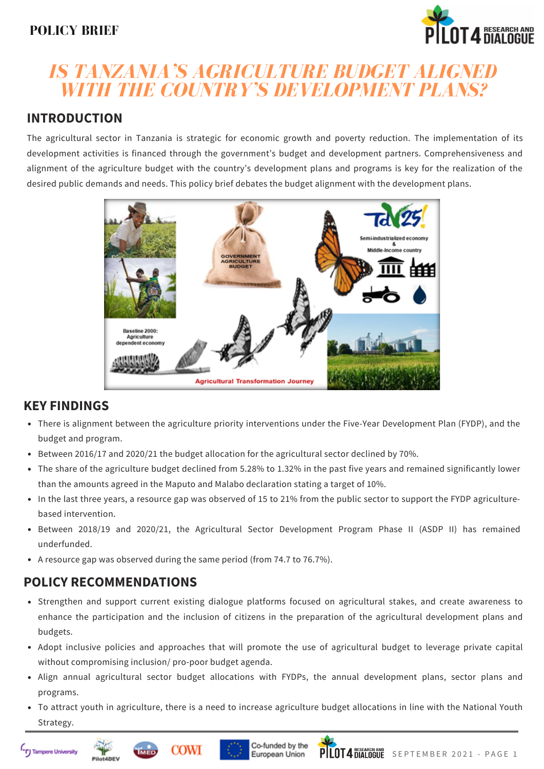POLICY BRIEF

# IS TANZANIA'S AGRICULTURE BUDGET ALIGNED WITH THE COUNTRY'S DEVELOPMENT PLANS?

## INTRODUCTION

The agricultural sector in Tanzania is strategic for economic growth and poverty reduction. The implementation of its development activities is financed through the government's budget and development partners. Comprehensiveness and alignment of the agriculture budget with the country's development plans and programs is key for the realization of the desired public demands and needs. This policy brief debates the budget alignment with the development plans.

## KEY FINDINGS

- There is alignment between the agriculture priority interventions under the Five-Year Development Plan (FYDP), and the budget and program.
- Between 2016/17 and 2020/21 the budget allocation for the agricultural sector declined by 70%.
- The share of the agriculture budget declined from 5.28% to 1.32% in the past five years and remained significantly lower than the amounts agreed in the Maputo and Malabo declaration stating a target of 10%.
- In the last three years, a resource gap was observed of 15 to 21% from the public sector to support the FYDP agriculture-based intervention.
- Between 2018/19 and 2020/21, the Agricultural Sector Development Program Phase II (ASDP II) has remained underfunded.
- A resource gap was observed during the same period (from 74.7 to 76.7%).

## POLICY RECOMMENDATIONS

- Strengthen and support current existing dialogue platforms focused on agricultural stakes, and create awareness to enhance the participation and the inclusion of citizens in the preparation of the agricultural development plans and budgets.
- Adopt inclusive policies and approaches that will promote the use of agricultural budget to leverage private capital without compromising inclusion/ pro-poor budget agenda.
- Align annual agricultural sector budget allocations with FYDPs, the annual development plans, sector plans and programs.
- To attract youth in agriculture, there is a need to increase agriculture budget allocations in line with the National Youth Strategy.

Co-funded by the European Union

SEPTEMBER 2021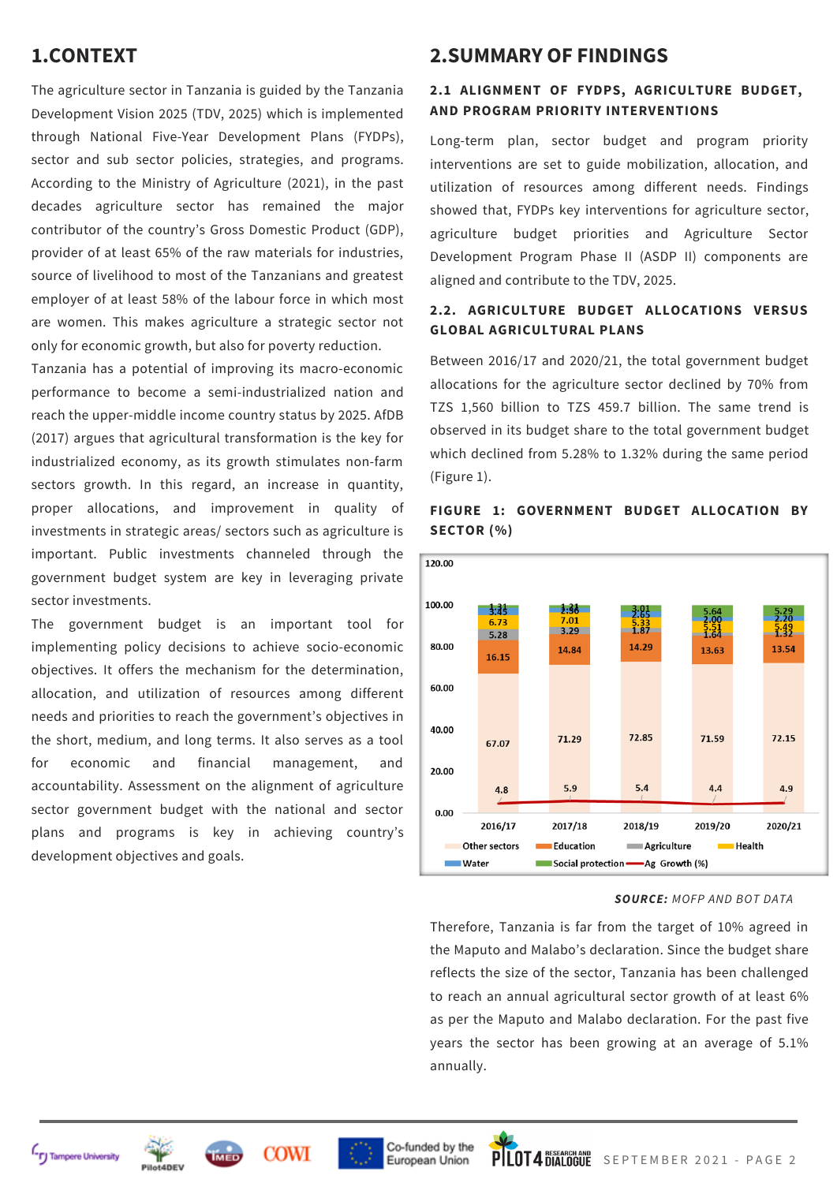## 1.CONTEXT

The agriculture sector in Tanzania is guided by the Tanzania Development Vision 2025 (TDV, 2025) which is implemented through National Five-Year Development Plans (FYDPs), sector and sub sector policies, strategies, and programs. According to the Ministry of Agriculture (2021), in the past decades agriculture sector has remained the major contributor of the country's Gross Domestic Product (GDP), provider of at least 65% of the raw materials for industries, source of livelihood to most of the Tanzanians and greatest employer of at least 58% of the labour force in which most are women. This makes agriculture a strategic sector not only for economic growth, but also for poverty reduction.

Tanzania has a potential of improving its macro-economic performance to become a semi-industrialized nation and reach the upper-middle income country status by 2025. AfDB (2017) argues that agricultural transformation is the key for industrialized economy, as its growth stimulates non-farm sectors growth. In this regard, an increase in quantity, proper allocations, and improvement in quality of investments in strategic areas/ sectors such as agriculture is important. Public investments channeled through the government budget system are key in leveraging private sector investments.

The government budget is an important tool for implementing policy decisions to achieve socio-economic objectives. It offers the mechanism for the determination, allocation, and utilization of resources among different needs and priorities to reach the government's objectives in the short, medium, and long terms. It also serves as a tool for economic and financial management, and accountability. Assessment on the alignment of agriculture sector government budget with the national and sector plans and programs is key in achieving country's development objectives and goals.

## 2.SUMMARY OF FINDINGS

### 2.1 ALIGNMENT OF FYDPS, AGRICULTURE BUDGET, AND PROGRAM PRIORITY INTERVENTIONS

Long-term plan, sector budget and program priority interventions are set to guide mobilization, allocation, and utilization of resources among different needs. Findings showed that, FYDPs key interventions for agriculture sector, agriculture budget priorities and Agriculture Sector Development Program Phase II (ASDP II) components are aligned and contribute to the TDV, 2025.

### 2.2. AGRICULTURE BUDGET ALLOCATIONS VERSUS GLOBAL AGRICULTURAL PLANS

Between 2016/17 and 2020/21, the total government budget allocations for the agriculture sector declined by 70% from TZS 1,560 billion to TZS 459.7 billion. The same trend is observed in its budget share to the total government budget which declined from 5.28% to 1.32% during the same period (Figure 1).

**FIGURE 1: GOVERNMENT BUDGET ALLOCATION BY SECTOR (%)**

| Sector | 2016/17 | 2017/18 | 2018/19 | 2019/20 | 2020/21 |
|---|---|---|---|---|---|
| Other sectors | 67.07 | 71.29 | 72.85 | 71.59 | 72.15 |
| Education | 16.15 | 14.84 | 14.29 | 13.63 | 13.54 |
| Agriculture | 5.28 | 3.29 | 1.87 | 1.64 | 1.32 |
| Health | 6.73 | 7.01 | 5.33 | 5.51 | 5.49 |
| Water | 3.45 | 2.56 | 2.65 | 2.00 | 2.20 |
| Social protection | 1.31 | 1.31 | 3.01 | 5.64 | 5.29 |
| Ag Growth (%) | 4.8 | 5.9 | 5.4 | 4.4 | 4.9 |

***SOURCE:** MOFP AND BOT DATA*

Therefore, Tanzania is far from the target of 10% agreed in the Maputo and Malabo's declaration. Since the budget share reflects the size of the sector, Tanzania has been challenged to reach an annual agricultural sector growth of at least 6% as per the Maputo and Malabo declaration. For the past five years the sector has been growing at an average of 5.1% annually.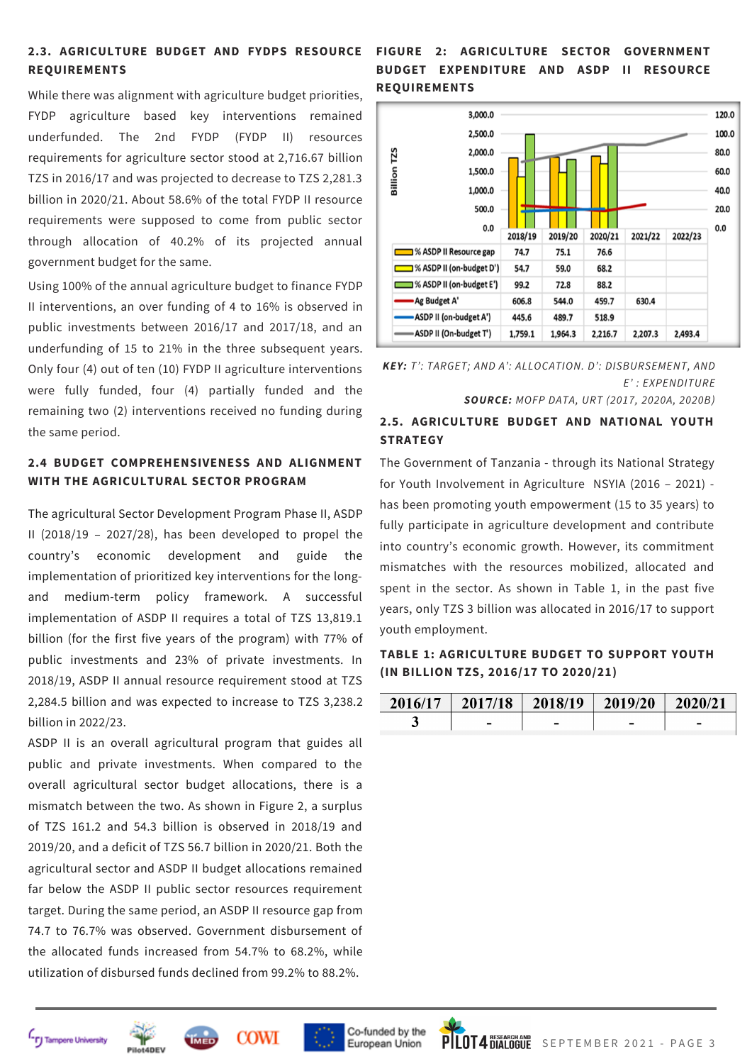### 2.3. AGRICULTURE BUDGET AND FYDPS RESOURCE REQUIREMENTS

While there was alignment with agriculture budget priorities, FYDP agriculture based key interventions remained underfunded. The 2nd FYDP (FYDP II) resources requirements for agriculture sector stood at 2,716.67 billion TZS in 2016/17 and was projected to decrease to TZS 2,281.3 billion in 2020/21. About 58.6% of the total FYDP II resource requirements were supposed to come from public sector through allocation of 40.2% of its projected annual government budget for the same.

Using 100% of the annual agriculture budget to finance FYDP II interventions, an over funding of 4 to 16% is observed in public investments between 2016/17 and 2017/18, and an underfunding of 15 to 21% in the three subsequent years. Only four (4) out of ten (10) FYDP II agriculture interventions were fully funded, four (4) partially funded and the remaining two (2) interventions received no funding during the same period.

### 2.4 BUDGET COMPREHENSIVENESS AND ALIGNMENT WITH THE AGRICULTURAL SECTOR PROGRAM

The agricultural Sector Development Program Phase II, ASDP II (2018/19 – 2027/28), has been developed to propel the country's economic development and guide the implementation of prioritized key interventions for the long- and medium-term policy framework. A successful implementation of ASDP II requires a total of TZS 13,819.1 billion (for the first five years of the program) with 77% of public investments and 23% of private investments. In 2018/19, ASDP II annual resource requirement stood at TZS 2,284.5 billion and was expected to increase to TZS 3,238.2 billion in 2022/23.

ASDP II is an overall agricultural program that guides all public and private investments. When compared to the overall agricultural sector budget allocations, there is a mismatch between the two. As shown in Figure 2, a surplus of TZS 161.2 and 54.3 billion is observed in 2018/19 and 2019/20, and a deficit of TZS 56.7 billion in 2020/21. Both the agricultural sector and ASDP II budget allocations remained far below the ASDP II public sector resources requirement target. During the same period, an ASDP II resource gap from 74.7 to 76.7% was observed. Government disbursement of the allocated funds increased from 54.7% to 68.2%, while utilization of disbursed funds declined from 99.2% to 88.2%.

### FIGURE 2: AGRICULTURE SECTOR GOVERNMENT BUDGET EXPENDITURE AND ASDP II RESOURCE REQUIREMENTS

| | 2018/19 | 2019/20 | 2020/21 | 2021/22 | 2022/23 |
|---|---|---|---|---|---|
| % ASDP II Resource gap | 74.7 | 75.1 | 76.6 | | |
| % ASDP II (on-budget D') | 54.7 | 59.0 | 68.2 | | |
| % ASDP II (on-budget E') | 99.2 | 72.8 | 88.2 | | |
| Ag Budget A' | 606.8 | 544.0 | 459.7 | 630.4 | |
| ASDP II (on-budget A') | 445.6 | 489.7 | 518.9 | | |
| ASDP II (On-budget T') | 1,759.1 | 1,964.3 | 2,216.7 | 2,207.3 | 2,493.4 |

***KEY:*** *T': TARGET; AND A': ALLOCATION. D': DISBURSEMENT, AND E': EXPENDITURE*

***SOURCE:*** *MOFP DATA, URT (2017, 2020A, 2020B)*

### 2.5. AGRICULTURE BUDGET AND NATIONAL YOUTH STRATEGY

The Government of Tanzania - through its National Strategy for Youth Involvement in Agriculture NSYIA (2016 – 2021) - has been promoting youth empowerment (15 to 35 years) to fully participate in agriculture development and contribute into country's economic growth. However, its commitment mismatches with the resources mobilized, allocated and spent in the sector. As shown in Table 1, in the past five years, only TZS 3 billion was allocated in 2016/17 to support youth employment.

### TABLE 1: AGRICULTURE BUDGET TO SUPPORT YOUTH (IN BILLION TZS, 2016/17 TO 2020/21)

| 2016/17 | 2017/18 | 2018/19 | 2019/20 | 2020/21 |
|---|---|---|---|---|
| 3 | - | - | - | - |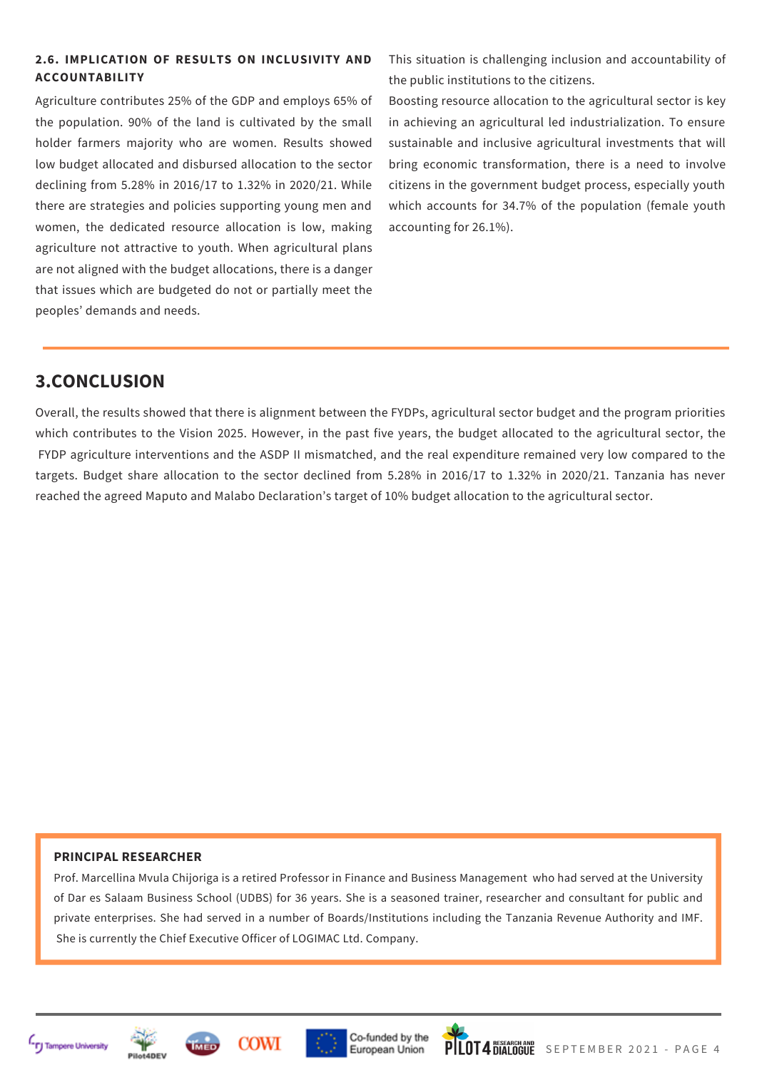### 2.6. IMPLICATION OF RESULTS ON INCLUSIVITY AND ACCOUNTABILITY

Agriculture contributes 25% of the GDP and employs 65% of the population. 90% of the land is cultivated by the small holder farmers majority who are women. Results showed low budget allocated and disbursed allocation to the sector declining from 5.28% in 2016/17 to 1.32% in 2020/21. While there are strategies and policies supporting young men and women, the dedicated resource allocation is low, making agriculture not attractive to youth. When agricultural plans are not aligned with the budget allocations, there is a danger that issues which are budgeted do not or partially meet the peoples' demands and needs. This situation is challenging inclusion and accountability of the public institutions to the citizens.

Boosting resource allocation to the agricultural sector is key in achieving an agricultural led industrialization. To ensure sustainable and inclusive agricultural investments that will bring economic transformation, there is a need to involve citizens in the government budget process, especially youth which accounts for 34.7% of the population (female youth accounting for 26.1%).

## 3.CONCLUSION

Overall, the results showed that there is alignment between the FYDPs, agricultural sector budget and the program priorities which contributes to the Vision 2025. However, in the past five years, the budget allocated to the agricultural sector, the FYDP agriculture interventions and the ASDP II mismatched, and the real expenditure remained very low compared to the targets. Budget share allocation to the sector declined from 5.28% in 2016/17 to 1.32% in 2020/21. Tanzania has never reached the agreed Maputo and Malabo Declaration's target of 10% budget allocation to the agricultural sector.

**PRINCIPAL RESEARCHER**

Prof. Marcellina Mvula Chijoriga is a retired Professor in Finance and Business Management who had served at the University of Dar es Salaam Business School (UDBS) for 36 years. She is a seasoned trainer, researcher and consultant for public and private enterprises. She had served in a number of Boards/Institutions including the Tanzania Revenue Authority and IMF. She is currently the Chief Executive Officer of LOGIMAC Ltd. Company.

Tampere University · Pilot4DEV · TMED · COWI · Co-funded by the European Union · PILOT4 RESEARCH AND DIALOGUE

SEPTEMBER 2021